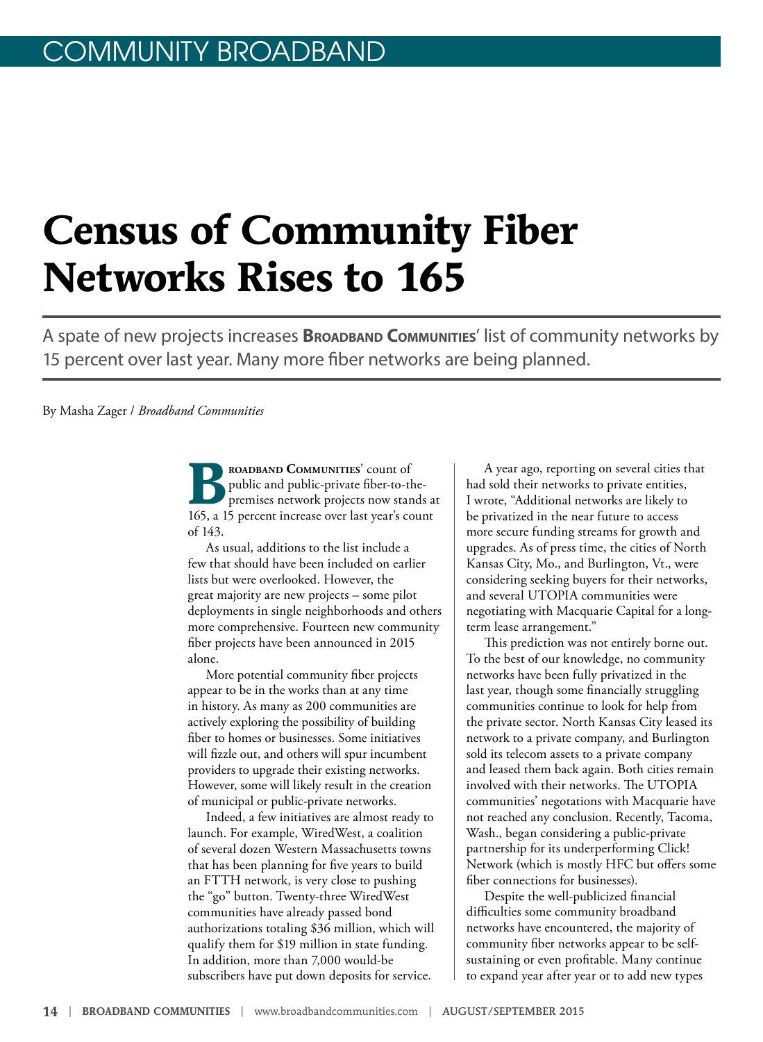# Census of Community Fiber Networks Rises to 165

A spate of new projects increases **Broadband Communities**' list of community networks by 15 percent over last year. Many more fiber networks are being planned.

By Masha Zager / *Broadband Communities*

**Broadband Communities**' count of public and public-private fiber-to-the-premises network projects now stands at 165, a 15 percent increase over last year's count of 143.

As usual, additions to the list include a few that should have been included on earlier lists but were overlooked. However, the great majority are new projects – some pilot deployments in single neighborhoods and others more comprehensive. Fourteen new community fiber projects have been announced in 2015 alone.

More potential community fiber projects appear to be in the works than at any time in history. As many as 200 communities are actively exploring the possibility of building fiber to homes or businesses. Some initiatives will fizzle out, and others will spur incumbent providers to upgrade their existing networks. However, some will likely result in the creation of municipal or public-private networks.

Indeed, a few initiatives are almost ready to launch. For example, WiredWest, a coalition of several dozen Western Massachusetts towns that has been planning for five years to build an FTTH network, is very close to pushing the "go" button. Twenty-three WiredWest communities have already passed bond authorizations totaling $36 million, which will qualify them for $19 million in state funding. In addition, more than 7,000 would-be subscribers have put down deposits for service.

A year ago, reporting on several cities that had sold their networks to private entities, I wrote, "Additional networks are likely to be privatized in the near future to access more secure funding streams for growth and upgrades. As of press time, the cities of North Kansas City, Mo., and Burlington, Vt., were considering seeking buyers for their networks, and several UTOPIA communities were negotiating with Macquarie Capital for a long-term lease arrangement."

This prediction was not entirely borne out. To the best of our knowledge, no community networks have been fully privatized in the last year, though some financially struggling communities continue to look for help from the private sector. North Kansas City leased its network to a private company, and Burlington sold its telecom assets to a private company and leased them back again. Both cities remain involved with their networks. The UTOPIA communities' negotiations with Macquarie have not reached any conclusion. Recently, Tacoma, Wash., began considering a public-private partnership for its underperforming Click! Network (which is mostly HFC but offers some fiber connections for businesses).

Despite the well-publicized financial difficulties some community broadband networks have encountered, the majority of community fiber networks appear to be self-sustaining or even profitable. Many continue to expand year after year or to add new types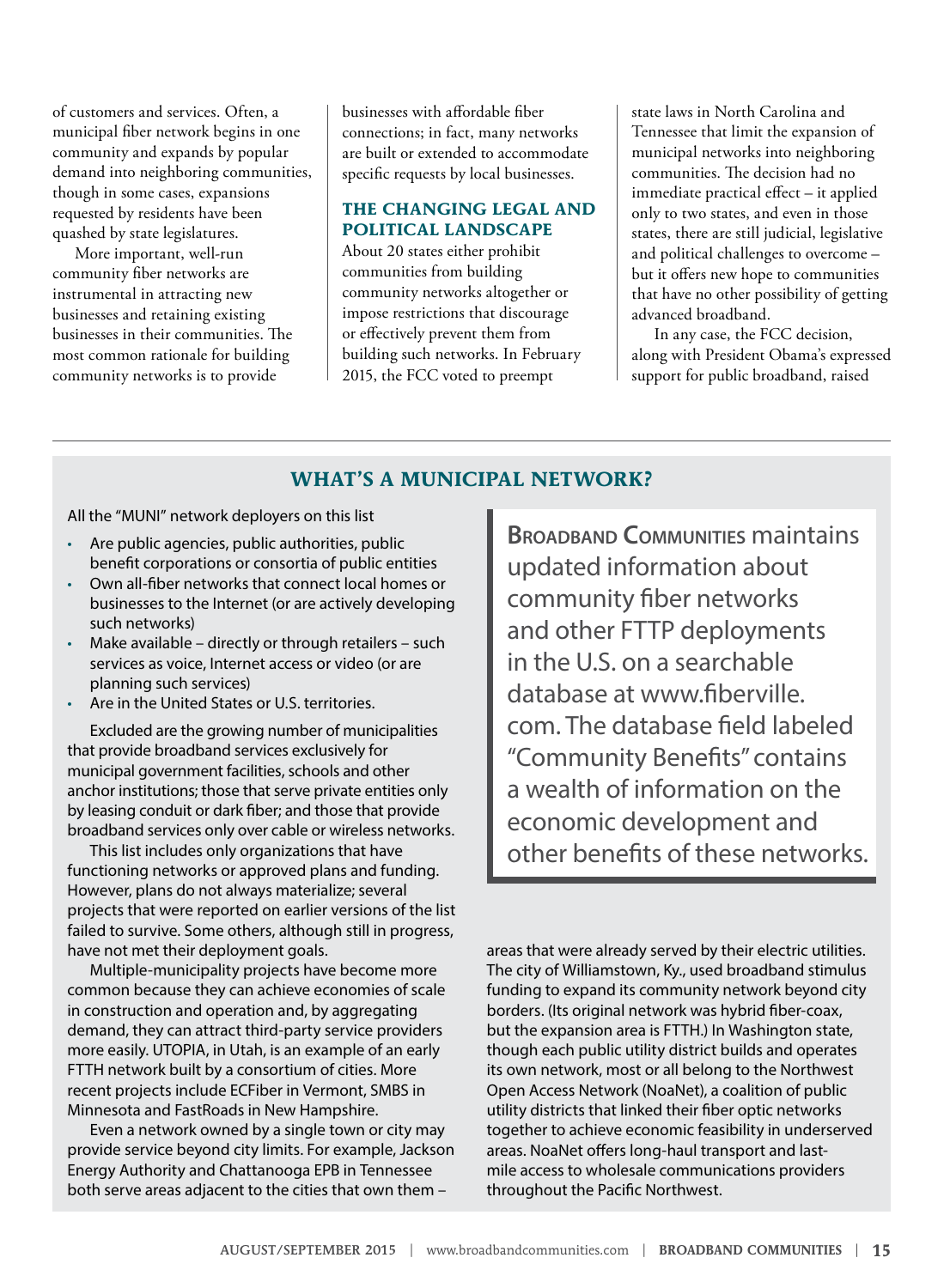of customers and services. Often, a municipal fiber network begins in one community and expands by popular demand into neighboring communities, though in some cases, expansions requested by residents have been quashed by state legislatures.

More important, well-run community fiber networks are instrumental in attracting new businesses and retaining existing businesses in their communities. The most common rationale for building community networks is to provide businesses with affordable fiber connections; in fact, many networks are built or extended to accommodate specific requests by local businesses.

## THE CHANGING LEGAL AND POLITICAL LANDSCAPE

About 20 states either prohibit communities from building community networks altogether or impose restrictions that discourage or effectively prevent them from building such networks. In February 2015, the FCC voted to preempt state laws in North Carolina and Tennessee that limit the expansion of municipal networks into neighboring communities. The decision had no immediate practical effect – it applied only to two states, and even in those states, there are still judicial, legislative and political challenges to overcome – but it offers new hope to communities that have no other possibility of getting advanced broadband.

In any case, the FCC decision, along with President Obama's expressed support for public broadband, raised

## WHAT'S A MUNICIPAL NETWORK?

All the "MUNI" network deployers on this list

- Are public agencies, public authorities, public benefit corporations or consortia of public entities
- Own all-fiber networks that connect local homes or businesses to the Internet (or are actively developing such networks)
- Make available – directly or through retailers – such services as voice, Internet access or video (or are planning such services)
- Are in the United States or U.S. territories.

Excluded are the growing number of municipalities that provide broadband services exclusively for municipal government facilities, schools and other anchor institutions; those that serve private entities only by leasing conduit or dark fiber; and those that provide broadband services only over cable or wireless networks.

This list includes only organizations that have functioning networks or approved plans and funding. However, plans do not always materialize; several projects that were reported on earlier versions of the list failed to survive. Some others, although still in progress, have not met their deployment goals.

Multiple-municipality projects have become more common because they can achieve economies of scale in construction and operation and, by aggregating demand, they can attract third-party service providers more easily. UTOPIA, in Utah, is an example of an early FTTH network built by a consortium of cities. More recent projects include ECFiber in Vermont, SMBS in Minnesota and FastRoads in New Hampshire.

Even a network owned by a single town or city may provide service beyond city limits. For example, Jackson Energy Authority and Chattanooga EPB in Tennessee both serve areas adjacent to the cities that own them – areas that were already served by their electric utilities. The city of Williamstown, Ky., used broadband stimulus funding to expand its community network beyond city borders. (Its original network was hybrid fiber-coax, but the expansion area is FTTH.) In Washington state, though each public utility district builds and operates its own network, most or all belong to the Northwest Open Access Network (NoaNet), a coalition of public utility districts that linked their fiber optic networks together to achieve economic feasibility in underserved areas. NoaNet offers long-haul transport and last-mile access to wholesale communications providers throughout the Pacific Northwest.

> **Broadband Communities** maintains updated information about community fiber networks and other FTTP deployments in the U.S. on a searchable database at www.fiberville.com. The database field labeled "Community Benefits" contains a wealth of information on the economic development and other benefits of these networks.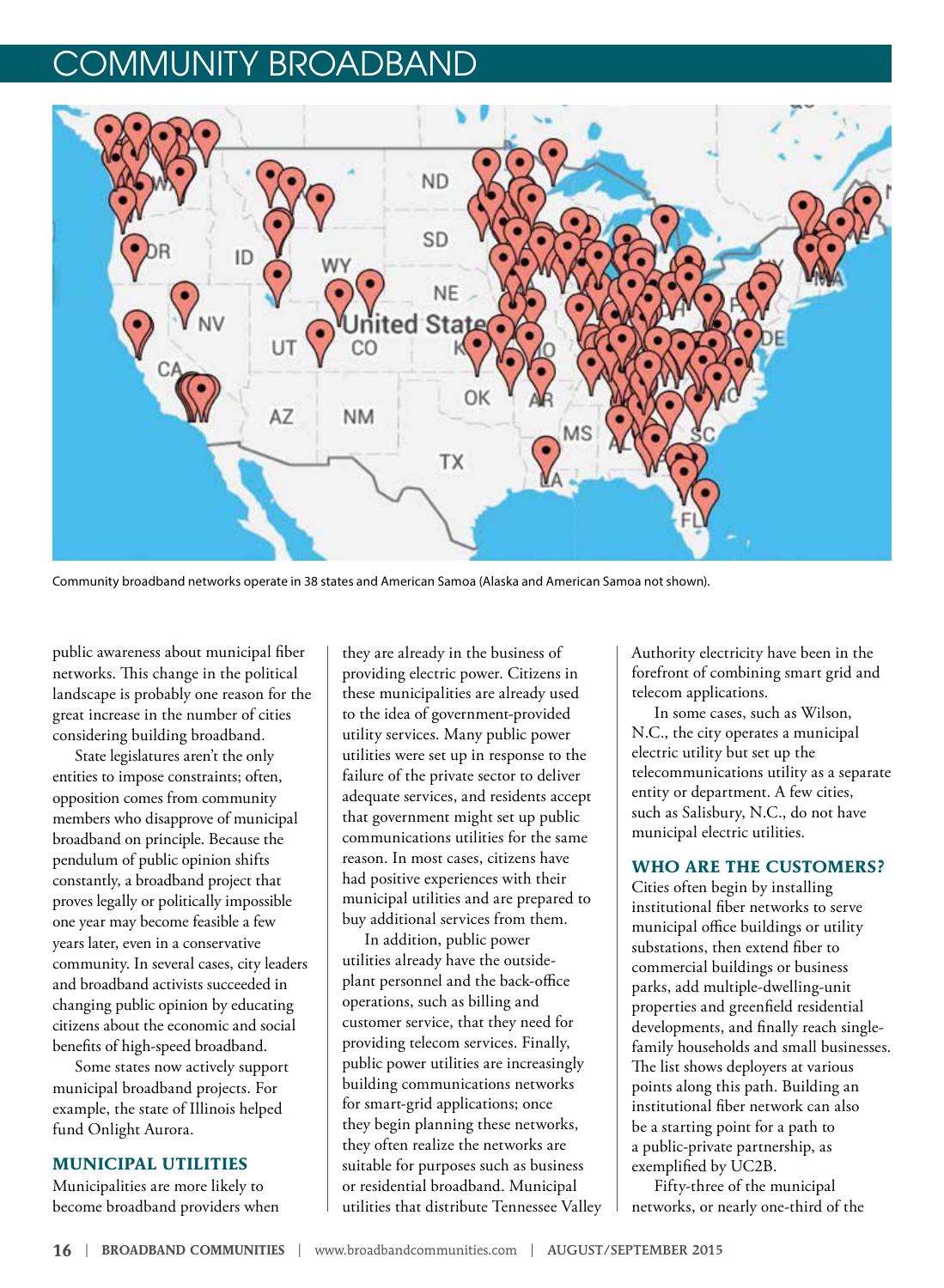# COMMUNITY BROADBAND

Community broadband networks operate in 38 states and American Samoa (Alaska and American Samoa not shown).

public awareness about municipal fiber networks. This change in the political landscape is probably one reason for the great increase in the number of cities considering building broadband.

State legislatures aren't the only entities to impose constraints; often, opposition comes from community members who disapprove of municipal broadband on principle. Because the pendulum of public opinion shifts constantly, a broadband project that proves legally or politically impossible one year may become feasible a few years later, even in a conservative community. In several cases, city leaders and broadband activists succeeded in changing public opinion by educating citizens about the economic and social benefits of high-speed broadband.

Some states now actively support municipal broadband projects. For example, the state of Illinois helped fund Onlight Aurora.

## MUNICIPAL UTILITIES

Municipalities are more likely to become broadband providers when they are already in the business of providing electric power. Citizens in these municipalities are already used to the idea of government-provided utility services. Many public power utilities were set up in response to the failure of the private sector to deliver adequate services, and residents accept that government might set up public communications utilities for the same reason. In most cases, citizens have had positive experiences with their municipal utilities and are prepared to buy additional services from them.

In addition, public power utilities already have the outside-plant personnel and the back-office operations, such as billing and customer service, that they need for providing telecom services. Finally, public power utilities are increasingly building communications networks for smart-grid applications; once they begin planning these networks, they often realize the networks are suitable for purposes such as business or residential broadband. Municipal utilities that distribute Tennessee Valley Authority electricity have been in the forefront of combining smart grid and telecom applications.

In some cases, such as Wilson, N.C., the city operates a municipal electric utility but set up the telecommunications utility as a separate entity or department. A few cities, such as Salisbury, N.C., do not have municipal electric utilities.

## WHO ARE THE CUSTOMERS?

Cities often begin by installing institutional fiber networks to serve municipal office buildings or utility substations, then extend fiber to commercial buildings or business parks, add multiple-dwelling-unit properties and greenfield residential developments, and finally reach single-family households and small businesses. The list shows deployers at various points along this path. Building an institutional fiber network can also be a starting point for a path to a public-private partnership, as exemplified by UC2B.

Fifty-three of the municipal networks, or nearly one-third of the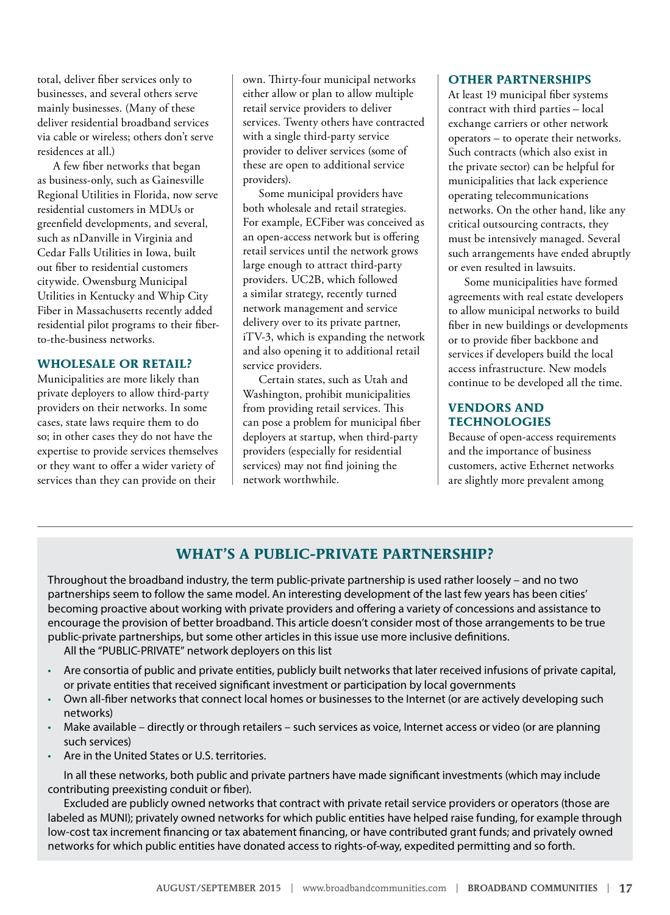total, deliver fiber services only to businesses, and several others serve mainly businesses. (Many of these deliver residential broadband services via cable or wireless; others don't serve residences at all.)

A few fiber networks that began as business-only, such as Gainesville Regional Utilities in Florida, now serve residential customers in MDUs or greenfield developments, and several, such as nDanville in Virginia and Cedar Falls Utilities in Iowa, built out fiber to residential customers citywide. Owensburg Municipal Utilities in Kentucky and Whip City Fiber in Massachusetts recently added residential pilot programs to their fiber-to-the-business networks.

## WHOLESALE OR RETAIL?

Municipalities are more likely than private deployers to allow third-party providers on their networks. In some cases, state laws require them to do so; in other cases they do not have the expertise to provide services themselves or they want to offer a wider variety of services than they can provide on their own. Thirty-four municipal networks either allow or plan to allow multiple retail service providers to deliver services. Twenty others have contracted with a single third-party service provider to deliver services (some of these are open to additional service providers).

Some municipal providers have both wholesale and retail strategies. For example, ECFiber was conceived as an open-access network but is offering retail services until the network grows large enough to attract third-party providers. UC2B, which followed a similar strategy, recently turned network management and service delivery over to its private partner, iTV-3, which is expanding the network and also opening it to additional retail service providers.

Certain states, such as Utah and Washington, prohibit municipalities from providing retail services. This can pose a problem for municipal fiber deployers at startup, when third-party providers (especially for residential services) may not find joining the network worthwhile.

## OTHER PARTNERSHIPS

At least 19 municipal fiber systems contract with third parties – local exchange carriers or other network operators – to operate their networks. Such contracts (which also exist in the private sector) can be helpful for municipalities that lack experience operating telecommunications networks. On the other hand, like any critical outsourcing contracts, they must be intensively managed. Several such arrangements have ended abruptly or even resulted in lawsuits.

Some municipalities have formed agreements with real estate developers to allow municipal networks to build fiber in new buildings or developments or to provide fiber backbone and services if developers build the local access infrastructure. New models continue to be developed all the time.

## VENDORS AND TECHNOLOGIES

Because of open-access requirements and the importance of business customers, active Ethernet networks are slightly more prevalent among

## WHAT'S A PUBLIC-PRIVATE PARTNERSHIP?

Throughout the broadband industry, the term public-private partnership is used rather loosely – and no two partnerships seem to follow the same model. An interesting development of the last few years has been cities' becoming proactive about working with private providers and offering a variety of concessions and assistance to encourage the provision of better broadband. This article doesn't consider most of those arrangements to be true public-private partnerships, but some other articles in this issue use more inclusive definitions.

All the "PUBLIC-PRIVATE" network deployers on this list

- Are consortia of public and private entities, publicly built networks that later received infusions of private capital, or private entities that received significant investment or participation by local governments
- Own all-fiber networks that connect local homes or businesses to the Internet (or are actively developing such networks)
- Make available – directly or through retailers – such services as voice, Internet access or video (or are planning such services)
- Are in the United States or U.S. territories.

In all these networks, both public and private partners have made significant investments (which may include contributing preexisting conduit or fiber).

Excluded are publicly owned networks that contract with private retail service providers or operators (those are labeled as MUNI); privately owned networks for which public entities have helped raise funding, for example through low-cost tax increment financing or tax abatement financing, or have contributed grant funds; and privately owned networks for which public entities have donated access to rights-of-way, expedited permitting and so forth.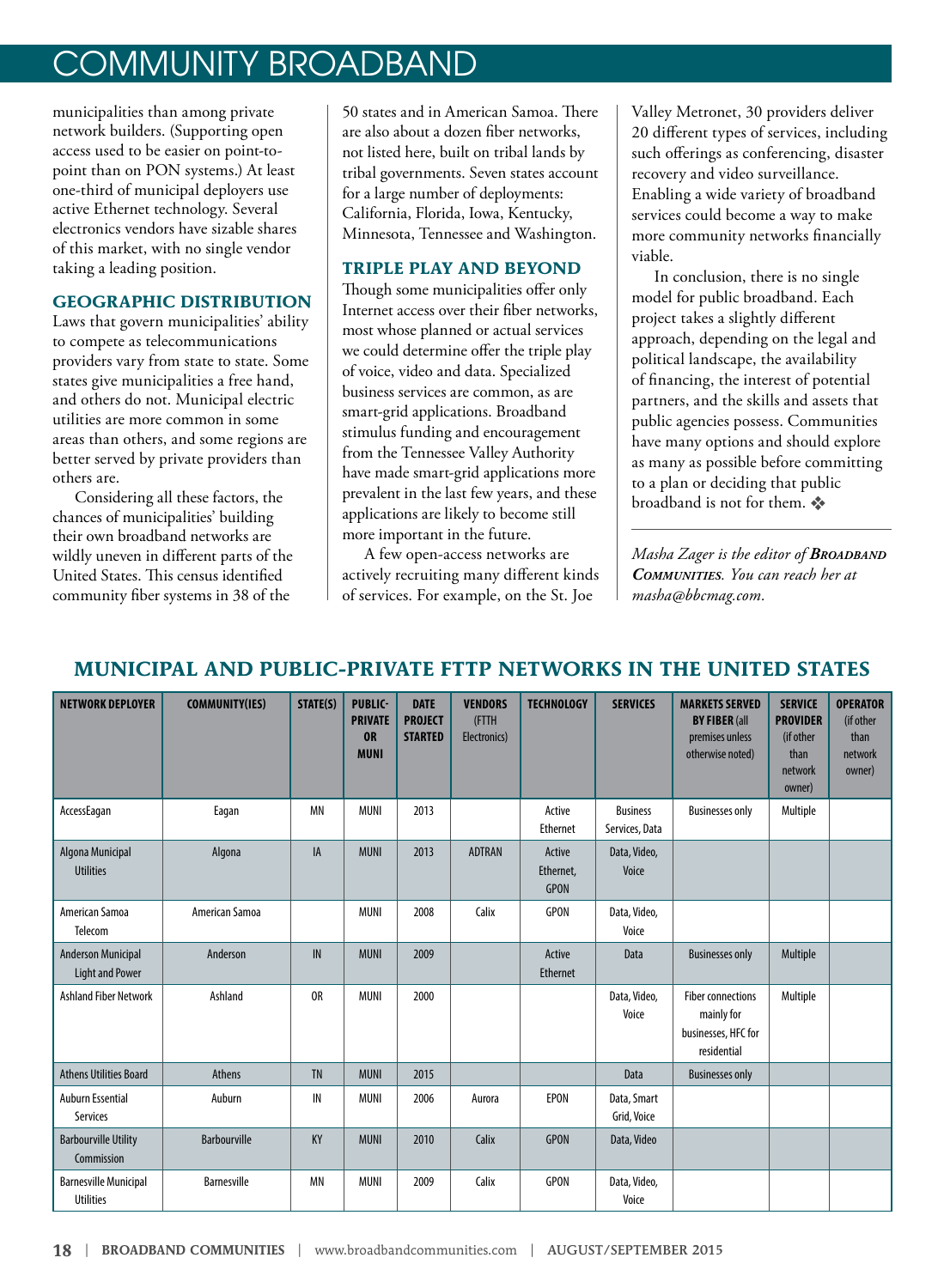municipalities than among private network builders. (Supporting open access used to be easier on point-to-point than on PON systems.) At least one-third of municipal deployers use active Ethernet technology. Several electronics vendors have sizable shares of this market, with no single vendor taking a leading position.

### GEOGRAPHIC DISTRIBUTION

Laws that govern municipalities' ability to compete as telecommunications providers vary from state to state. Some states give municipalities a free hand, and others do not. Municipal electric utilities are more common in some areas than others, and some regions are better served by private providers than others are.

Considering all these factors, the chances of municipalities' building their own broadband networks are wildly uneven in different parts of the United States. This census identified community fiber systems in 38 of the 50 states and in American Samoa. There are also about a dozen fiber networks, not listed here, built on tribal lands by tribal governments. Seven states account for a large number of deployments: California, Florida, Iowa, Kentucky, Minnesota, Tennessee and Washington.

### TRIPLE PLAY AND BEYOND

Though some municipalities offer only Internet access over their fiber networks, most whose planned or actual services we could determine offer the triple play of voice, video and data. Specialized business services are common, as are smart-grid applications. Broadband stimulus funding and encouragement from the Tennessee Valley Authority have made smart-grid applications more prevalent in the last few years, and these applications are likely to become still more important in the future.

A few open-access networks are actively recruiting many different kinds of services. For example, on the St. Joe Valley Metronet, 30 providers deliver 20 different types of services, including such offerings as conferencing, disaster recovery and video surveillance. Enabling a wide variety of broadband services could become a way to make more community networks financially viable.

In conclusion, there is no single model for public broadband. Each project takes a slightly different approach, depending on the legal and political landscape, the availability of financing, the interest of potential partners, and the skills and assets that public agencies possess. Communities have many options and should explore as many as possible before committing to a plan or deciding that public broadband is not for them. ❖

*Masha Zager is the editor of **Broadband Communities**. You can reach her at masha@bbcmag.com.*

## MUNICIPAL AND PUBLIC-PRIVATE FTTP NETWORKS IN THE UNITED STATES

| NETWORK DEPLOYER | COMMUNITY(IES) | STATE(S) | PUBLIC-PRIVATE OR MUNI | DATE PROJECT STARTED | VENDORS (FTTH Electronics) | TECHNOLOGY | SERVICES | MARKETS SERVED BY FIBER (all premises unless otherwise noted) | SERVICE PROVIDER (if other than network owner) | OPERATOR (if other than network owner) |
|---|---|---|---|---|---|---|---|---|---|---|
| AccessEagan | Eagan | MN | MUNI | 2013 | | Active Ethernet | Business Services, Data | Businesses only | Multiple | |
| Algona Municipal Utilities | Algona | IA | MUNI | 2013 | ADTRAN | Active Ethernet, GPON | Data, Video, Voice | | | |
| American Samoa Telecom | American Samoa | | MUNI | 2008 | Calix | GPON | Data, Video, Voice | | | |
| Anderson Municipal Light and Power | Anderson | IN | MUNI | 2009 | | Active Ethernet | Data | Businesses only | Multiple | |
| Ashland Fiber Network | Ashland | OR | MUNI | 2000 | | | Data, Video, Voice | Fiber connections mainly for businesses, HFC for residential | Multiple | |
| Athens Utilities Board | Athens | TN | MUNI | 2015 | | | Data | Businesses only | | |
| Auburn Essential Services | Auburn | IN | MUNI | 2006 | Aurora | EPON | Data, Smart Grid, Voice | | | |
| Barbourville Utility Commission | Barbourville | KY | MUNI | 2010 | Calix | GPON | Data, Video | | | |
| Barnesville Municipal Utilities | Barnesville | MN | MUNI | 2009 | Calix | GPON | Data, Video, Voice | | | |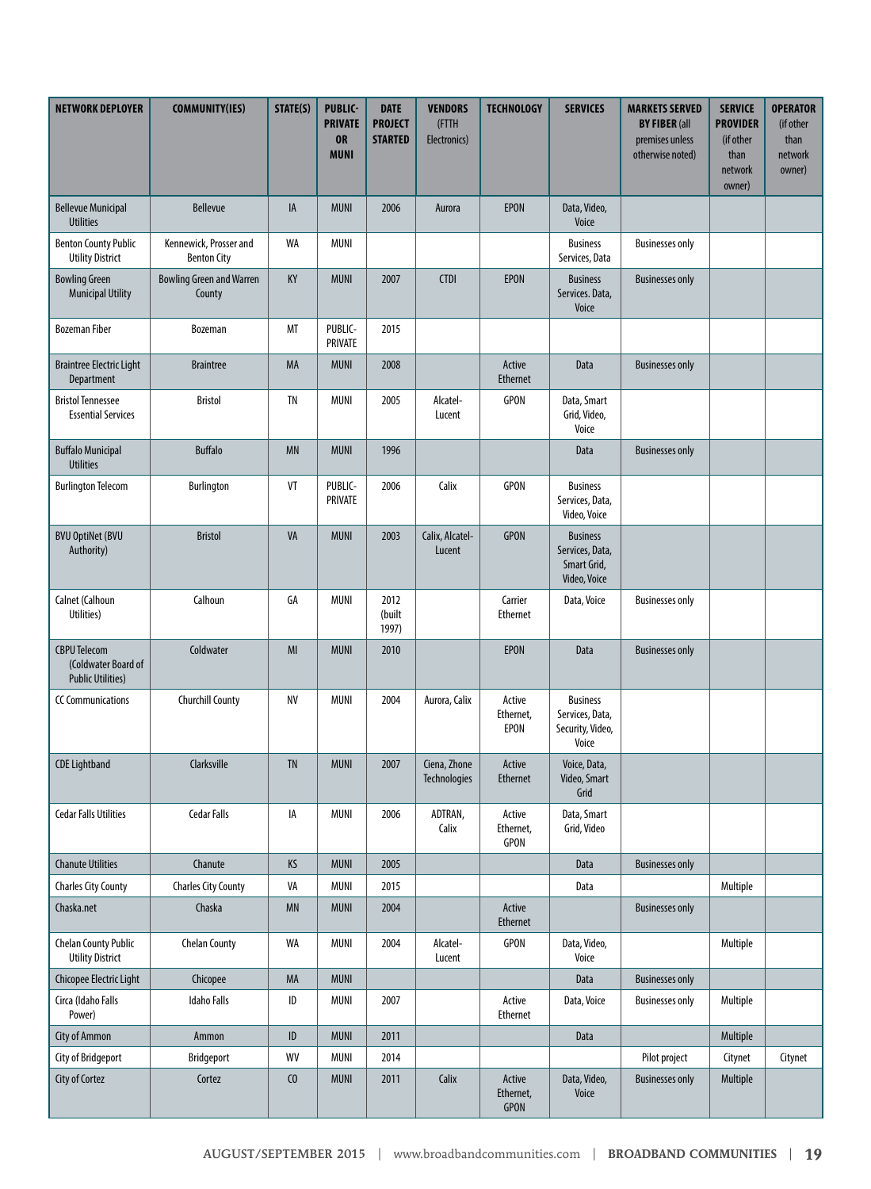| NETWORK DEPLOYER | COMMUNITY(IES) | STATE(S) | PUBLIC-PRIVATE OR MUNI | DATE PROJECT STARTED | VENDORS (FTTH Electronics) | TECHNOLOGY | SERVICES | MARKETS SERVED BY FIBER (all premises unless otherwise noted) | SERVICE PROVIDER (if other than network owner) | OPERATOR (if other than network owner) |
|---|---|---|---|---|---|---|---|---|---|---|
| Bellevue Municipal Utilities | Bellevue | IA | MUNI | 2006 | Aurora | EPON | Data, Video, Voice | | | |
| Benton County Public Utility District | Kennewick, Prosser and Benton City | WA | MUNI | | | | Business Services, Data | Businesses only | | |
| Bowling Green Municipal Utility | Bowling Green and Warren County | KY | MUNI | 2007 | CTDI | EPON | Business Services. Data, Voice | Businesses only | | |
| Bozeman Fiber | Bozeman | MT | PUBLIC-PRIVATE | 2015 | | | | | | |
| Braintree Electric Light Department | Braintree | MA | MUNI | 2008 | | Active Ethernet | Data | Businesses only | | |
| Bristol Tennessee Essential Services | Bristol | TN | MUNI | 2005 | Alcatel-Lucent | GPON | Data, Smart Grid, Video, Voice | | | |
| Buffalo Municipal Utilities | Buffalo | MN | MUNI | 1996 | | | Data | Businesses only | | |
| Burlington Telecom | Burlington | VT | PUBLIC-PRIVATE | 2006 | Calix | GPON | Business Services, Data, Video, Voice | | | |
| BVU OptiNet (BVU Authority) | Bristol | VA | MUNI | 2003 | Calix, Alcatel-Lucent | GPON | Business Services, Data, Smart Grid, Video, Voice | | | |
| Calnet (Calhoun Utilities) | Calhoun | GA | MUNI | 2012 (built 1997) | | Carrier Ethernet | Data, Voice | Businesses only | | |
| CBPU Telecom (Coldwater Board of Public Utilities) | Coldwater | MI | MUNI | 2010 | | EPON | Data | Businesses only | | |
| CC Communications | Churchill County | NV | MUNI | 2004 | Aurora, Calix | Active Ethernet, EPON | Business Services, Data, Security, Video, Voice | | | |
| CDE Lightband | Clarksville | TN | MUNI | 2007 | Ciena, Zhone Technologies | Active Ethernet | Voice, Data, Video, Smart Grid | | | |
| Cedar Falls Utilities | Cedar Falls | IA | MUNI | 2006 | ADTRAN, Calix | Active Ethernet, GPON | Data, Smart Grid, Video | | | |
| Chanute Utilities | Chanute | KS | MUNI | 2005 | | | Data | Businesses only | | |
| Charles City County | Charles City County | VA | MUNI | 2015 | | | Data | | Multiple | |
| Chaska.net | Chaska | MN | MUNI | 2004 | | Active Ethernet | | Businesses only | | |
| Chelan County Public Utility District | Chelan County | WA | MUNI | 2004 | Alcatel-Lucent | GPON | Data, Video, Voice | | Multiple | |
| Chicopee Electric Light | Chicopee | MA | MUNI | | | | Data | Businesses only | | |
| Circa (Idaho Falls Power) | Idaho Falls | ID | MUNI | 2007 | | Active Ethernet | Data, Voice | Businesses only | Multiple | |
| City of Ammon | Ammon | ID | MUNI | 2011 | | | Data | | Multiple | |
| City of Bridgeport | Bridgeport | WV | MUNI | 2014 | | | | Pilot project | Citynet | Citynet |
| City of Cortez | Cortez | CO | MUNI | 2011 | Calix | Active Ethernet, GPON | Data, Video, Voice | Businesses only | Multiple | |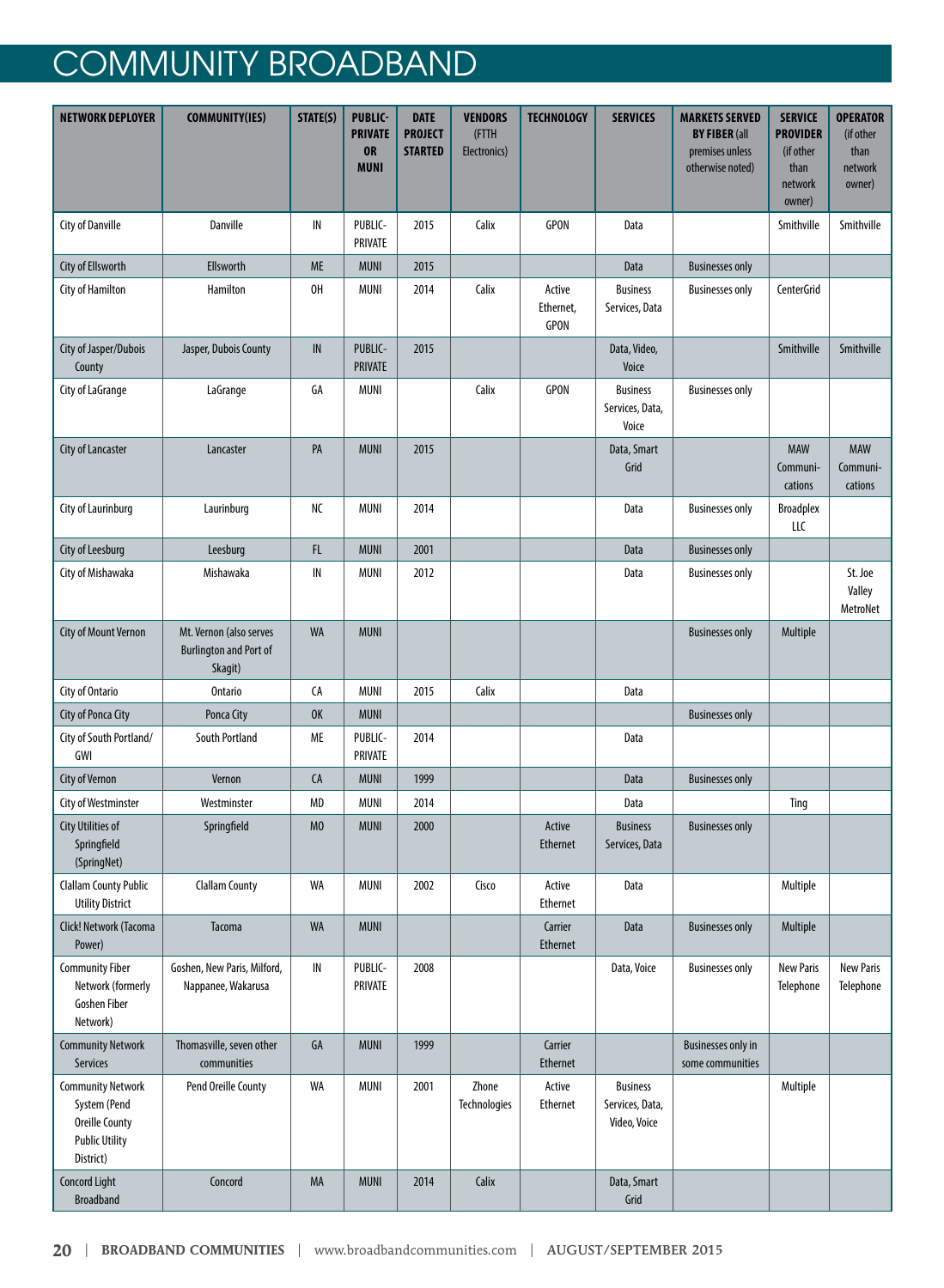# COMMUNITY BROADBAND

| NETWORK DEPLOYER | COMMUNITY(IES) | STATE(S) | PUBLIC-PRIVATE OR MUNI | DATE PROJECT STARTED | VENDORS (FTTH Electronics) | TECHNOLOGY | SERVICES | MARKETS SERVED BY FIBER (all premises unless otherwise noted) | SERVICE PROVIDER (if other than network owner) | OPERATOR (if other than network owner) |
|---|---|---|---|---|---|---|---|---|---|---|
| City of Danville | Danville | IN | PUBLIC-PRIVATE | 2015 | Calix | GPON | Data | | Smithville | Smithville |
| City of Ellsworth | Ellsworth | ME | MUNI | 2015 | | | Data | Businesses only | | |
| City of Hamilton | Hamilton | OH | MUNI | 2014 | Calix | Active Ethernet, GPON | Business Services, Data | Businesses only | CenterGrid | |
| City of Jasper/Dubois County | Jasper, Dubois County | IN | PUBLIC-PRIVATE | 2015 | | | Data, Video, Voice | | Smithville | Smithville |
| City of LaGrange | LaGrange | GA | MUNI | | Calix | GPON | Business Services, Data, Voice | Businesses only | | |
| City of Lancaster | Lancaster | PA | MUNI | 2015 | | | Data, Smart Grid | | MAW Communi-cations | MAW Communi-cations |
| City of Laurinburg | Laurinburg | NC | MUNI | 2014 | | | Data | Businesses only | Broadplex LLC | |
| City of Leesburg | Leesburg | FL | MUNI | 2001 | | | Data | Businesses only | | |
| City of Mishawaka | Mishawaka | IN | MUNI | 2012 | | | Data | Businesses only | | St. Joe Valley MetroNet |
| City of Mount Vernon | Mt. Vernon (also serves Burlington and Port of Skagit) | WA | MUNI | | | | | Businesses only | Multiple | |
| City of Ontario | Ontario | CA | MUNI | 2015 | Calix | | Data | | | |
| City of Ponca City | Ponca City | OK | MUNI | | | | | Businesses only | | |
| City of South Portland/ GWI | South Portland | ME | PUBLIC-PRIVATE | 2014 | | | Data | | | |
| City of Vernon | Vernon | CA | MUNI | 1999 | | | Data | Businesses only | | |
| City of Westminster | Westminster | MD | MUNI | 2014 | | | Data | | Ting | |
| City Utilities of Springfield (SpringNet) | Springfield | MO | MUNI | 2000 | | Active Ethernet | Business Services, Data | Businesses only | | |
| Clallam County Public Utility District | Clallam County | WA | MUNI | 2002 | Cisco | Active Ethernet | Data | | Multiple | |
| Click! Network (Tacoma Power) | Tacoma | WA | MUNI | | | Carrier Ethernet | Data | Businesses only | Multiple | |
| Community Fiber Network (formerly Goshen Fiber Network) | Goshen, New Paris, Milford, Nappanee, Wakarusa | IN | PUBLIC-PRIVATE | 2008 | | | Data, Voice | Businesses only | New Paris Telephone | New Paris Telephone |
| Community Network Services | Thomasville, seven other communities | GA | MUNI | 1999 | | Carrier Ethernet | | Businesses only in some communities | | |
| Community Network System (Pend Oreille County Public Utility District) | Pend Oreille County | WA | MUNI | 2001 | Zhone Technologies | Active Ethernet | Business Services, Data, Video, Voice | | Multiple | |
| Concord Light Broadband | Concord | MA | MUNI | 2014 | Calix | | Data, Smart Grid | | | |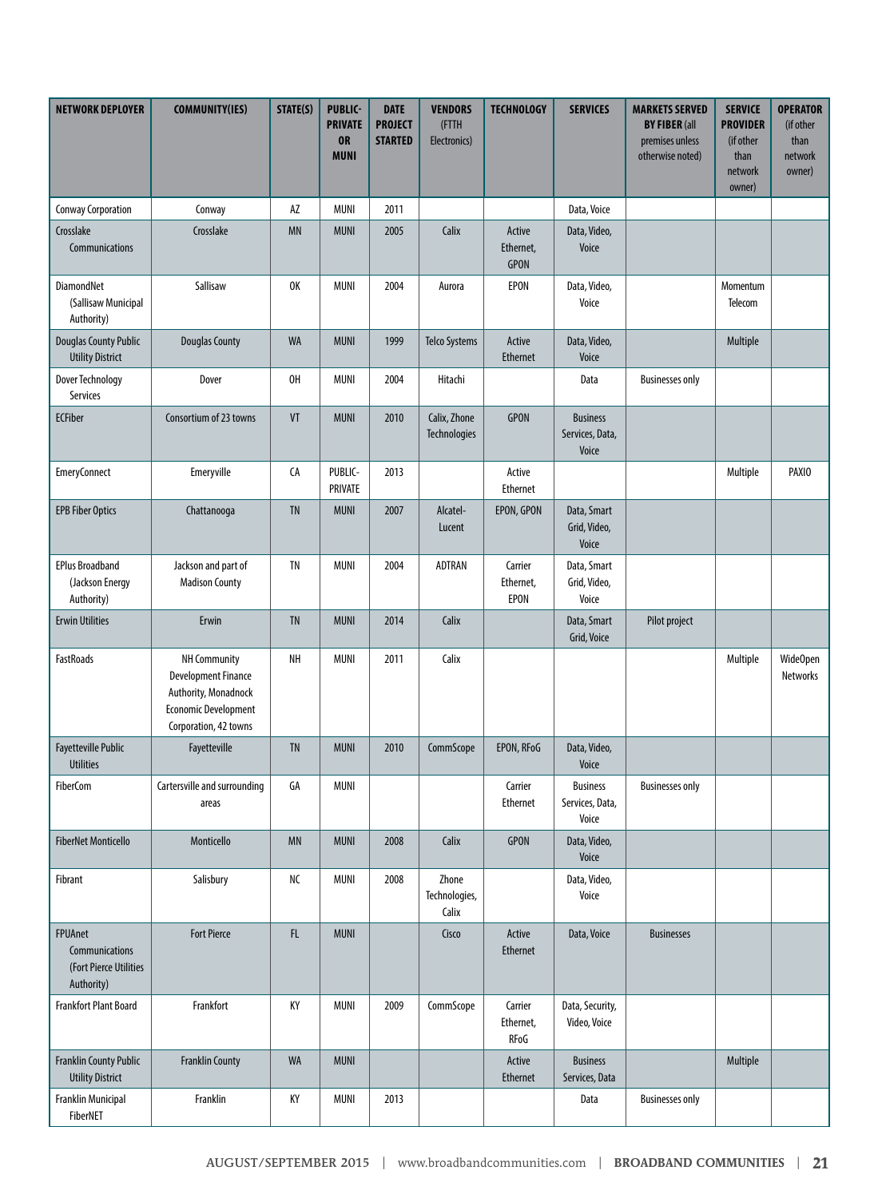| NETWORK DEPLOYER | COMMUNITY(IES) | STATE(S) | PUBLIC-PRIVATE OR MUNI | DATE PROJECT STARTED | VENDORS (FTTH Electronics) | TECHNOLOGY | SERVICES | MARKETS SERVED BY FIBER (all premises unless otherwise noted) | SERVICE PROVIDER (if other than network owner) | OPERATOR (if other than network owner) |
|---|---|---|---|---|---|---|---|---|---|---|
| Conway Corporation | Conway | AZ | MUNI | 2011 | | | Data, Voice | | | |
| Crosslake Communications | Crosslake | MN | MUNI | 2005 | Calix | Active Ethernet, GPON | Data, Video, Voice | | | |
| DiamondNet (Sallisaw Municipal Authority) | Sallisaw | OK | MUNI | 2004 | Aurora | EPON | Data, Video, Voice | | Momentum Telecom | |
| Douglas County Public Utility District | Douglas County | WA | MUNI | 1999 | Telco Systems | Active Ethernet | Data, Video, Voice | | Multiple | |
| Dover Technology Services | Dover | OH | MUNI | 2004 | Hitachi | | Data | Businesses only | | |
| ECFiber | Consortium of 23 towns | VT | MUNI | 2010 | Calix, Zhone Technologies | GPON | Business Services, Data, Voice | | | |
| EmeryConnect | Emeryville | CA | PUBLIC-PRIVATE | 2013 | | Active Ethernet | | | Multiple | PAXIO |
| EPB Fiber Optics | Chattanooga | TN | MUNI | 2007 | Alcatel-Lucent | EPON, GPON | Data, Smart Grid, Video, Voice | | | |
| EPlus Broadband (Jackson Energy Authority) | Jackson and part of Madison County | TN | MUNI | 2004 | ADTRAN | Carrier Ethernet, EPON | Data, Smart Grid, Video, Voice | | | |
| Erwin Utilities | Erwin | TN | MUNI | 2014 | Calix | | Data, Smart Grid, Voice | Pilot project | | |
| FastRoads | NH Community Development Finance Authority, Monadnock Economic Development Corporation, 42 towns | NH | MUNI | 2011 | Calix | | | | Multiple | WideOpen Networks |
| Fayetteville Public Utilities | Fayetteville | TN | MUNI | 2010 | CommScope | EPON, RFoG | Data, Video, Voice | | | |
| FiberCom | Cartersville and surrounding areas | GA | MUNI | | | Carrier Ethernet | Business Services, Data, Voice | Businesses only | | |
| FiberNet Monticello | Monticello | MN | MUNI | 2008 | Calix | GPON | Data, Video, Voice | | | |
| Fibrant | Salisbury | NC | MUNI | 2008 | Zhone Technologies, Calix | | Data, Video, Voice | | | |
| FPUAnet Communications (Fort Pierce Utilities Authority) | Fort Pierce | FL | MUNI | | Cisco | Active Ethernet | Data, Voice | Businesses | | |
| Frankfort Plant Board | Frankfort | KY | MUNI | 2009 | CommScope | Carrier Ethernet, RFoG | Data, Security, Video, Voice | | | |
| Franklin County Public Utility District | Franklin County | WA | MUNI | | | Active Ethernet | Business Services, Data | | Multiple | |
| Franklin Municipal FiberNET | Franklin | KY | MUNI | 2013 | | | Data | Businesses only | | |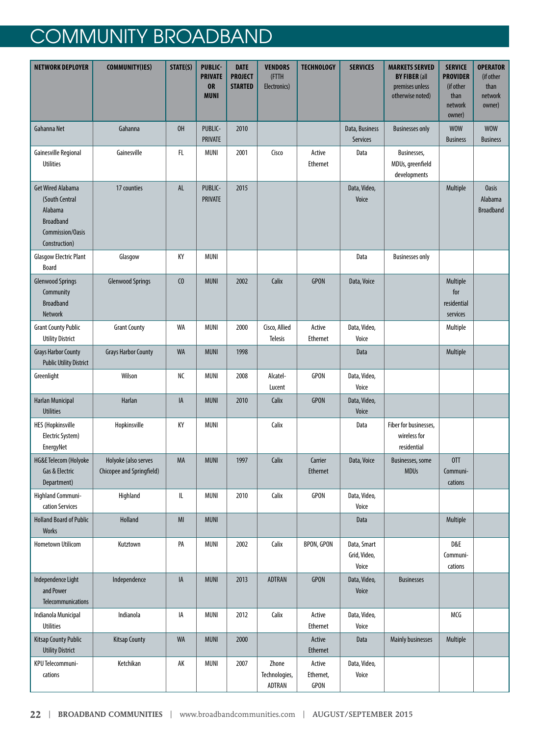# COMMUNITY BROADBAND

| NETWORK DEPLOYER | COMMUNITY(IES) | STATE(S) | PUBLIC-PRIVATE OR MUNI | DATE PROJECT STARTED | VENDORS (FTTH Electronics) | TECHNOLOGY | SERVICES | MARKETS SERVED BY FIBER (all premises unless otherwise noted) | SERVICE PROVIDER (if other than network owner) | OPERATOR (if other than network owner) |
|---|---|---|---|---|---|---|---|---|---|---|
| Gahanna Net | Gahanna | OH | PUBLIC-PRIVATE | 2010 | | | Data, Business Services | Businesses only | WOW Business | WOW Business |
| Gainesville Regional Utilities | Gainesville | FL | MUNI | 2001 | Cisco | Active Ethernet | Data | Businesses, MDUs, greenfield developments | | |
| Get Wired Alabama (South Central Alabama Broadband Commission/Oasis Construction) | 17 counties | AL | PUBLIC-PRIVATE | 2015 | | | Data, Video, Voice | | Multiple | Oasis Alabama Broadband |
| Glasgow Electric Plant Board | Glasgow | KY | MUNI | | | | Data | Businesses only | | |
| Glenwood Springs Community Broadband Network | Glenwood Springs | CO | MUNI | 2002 | Calix | GPON | Data, Voice | | Multiple for residential services | |
| Grant County Public Utility District | Grant County | WA | MUNI | 2000 | Cisco, Allied Telesis | Active Ethernet | Data, Video, Voice | | Multiple | |
| Grays Harbor County Public Utility District | Grays Harbor County | WA | MUNI | 1998 | | | Data | | Multiple | |
| Greenlight | Wilson | NC | MUNI | 2008 | Alcatel-Lucent | GPON | Data, Video, Voice | | | |
| Harlan Municipal Utilities | Harlan | IA | MUNI | 2010 | Calix | GPON | Data, Video, Voice | | | |
| HES (Hopkinsville Electric System) EnergyNet | Hopkinsville | KY | MUNI | | Calix | | Data | Fiber for businesses, wireless for residential | | |
| HG&E Telecom (Holyoke Gas & Electric Department) | Holyoke (also serves Chicopee and Springfield) | MA | MUNI | 1997 | Calix | Carrier Ethernet | Data, Voice | Businesses, some MDUs | OTT Communi-cations | |
| Highland Communi-cation Services | Highland | IL | MUNI | 2010 | Calix | GPON | Data, Video, Voice | | | |
| Holland Board of Public Works | Holland | MI | MUNI | | | | Data | | Multiple | |
| Hometown Utilicom | Kutztown | PA | MUNI | 2002 | Calix | BPON, GPON | Data, Smart Grid, Video, Voice | | D&E Communi-cations | |
| Independence Light and Power Telecommunications | Independence | IA | MUNI | 2013 | ADTRAN | GPON | Data, Video, Voice | Businesses | | |
| Indianola Municipal Utilities | Indianola | IA | MUNI | 2012 | Calix | Active Ethernet | Data, Video, Voice | | MCG | |
| Kitsap County Public Utility District | Kitsap County | WA | MUNI | 2000 | | Active Ethernet | Data | Mainly businesses | Multiple | |
| KPU Telecommuni-cations | Ketchikan | AK | MUNI | 2007 | Zhone Technologies, ADTRAN | Active Ethernet, GPON | Data, Video, Voice | | | |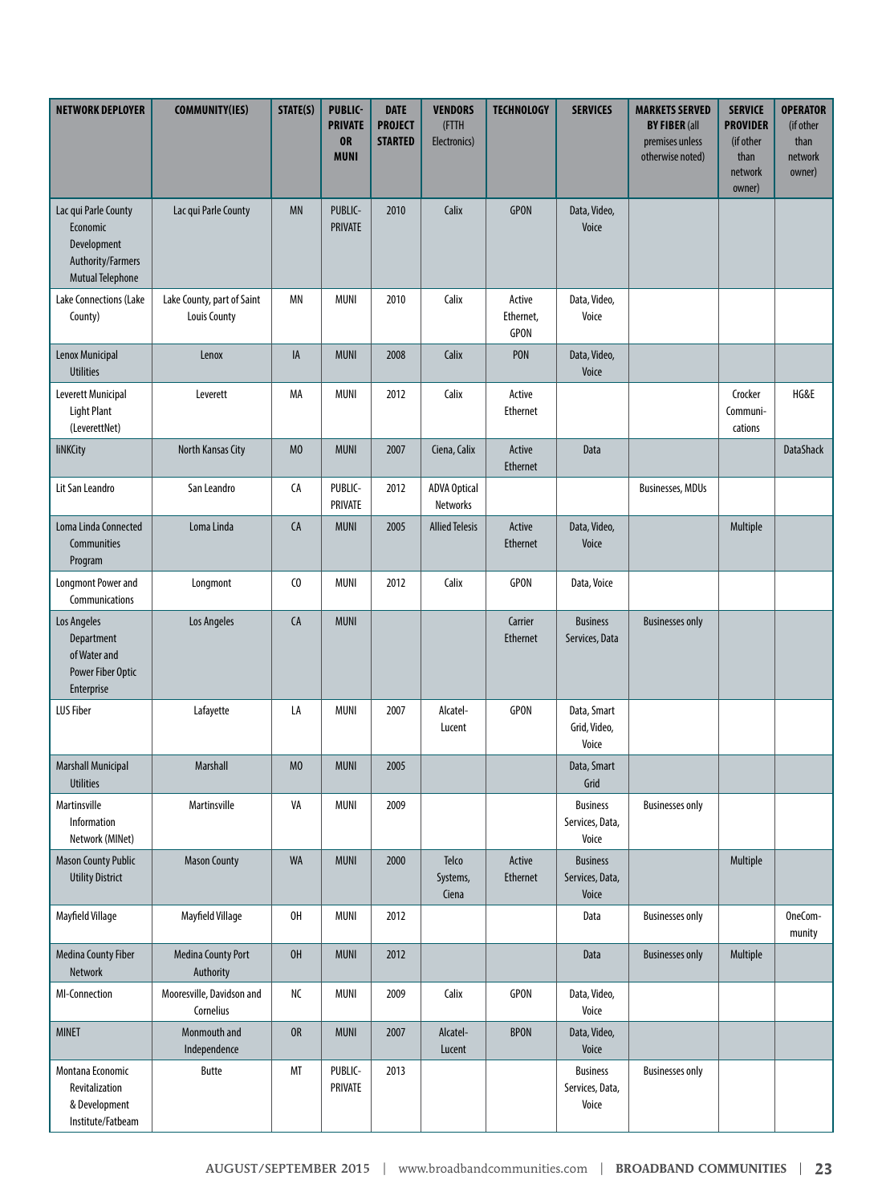| NETWORK DEPLOYER | COMMUNITY(IES) | STATE(S) | PUBLIC-PRIVATE OR MUNI | DATE PROJECT STARTED | VENDORS (FTTH Electronics) | TECHNOLOGY | SERVICES | MARKETS SERVED BY FIBER (all premises unless otherwise noted) | SERVICE PROVIDER (if other than network owner) | OPERATOR (if other than network owner) |
|---|---|---|---|---|---|---|---|---|---|---|
| Lac qui Parle County Economic Development Authority/Farmers Mutual Telephone | Lac qui Parle County | MN | PUBLIC-PRIVATE | 2010 | Calix | GPON | Data, Video, Voice | | | |
| Lake Connections (Lake County) | Lake County, part of Saint Louis County | MN | MUNI | 2010 | Calix | Active Ethernet, GPON | Data, Video, Voice | | | |
| Lenox Municipal Utilities | Lenox | IA | MUNI | 2008 | Calix | PON | Data, Video, Voice | | | |
| Leverett Municipal Light Plant (LeverettNet) | Leverett | MA | MUNI | 2012 | Calix | Active Ethernet | | | Crocker Communi-cations | HG&E |
| liNKCity | North Kansas City | MO | MUNI | 2007 | Ciena, Calix | Active Ethernet | Data | | | DataShack |
| Lit San Leandro | San Leandro | CA | PUBLIC-PRIVATE | 2012 | ADVA Optical Networks | | | Businesses, MDUs | | |
| Loma Linda Connected Communities Program | Loma Linda | CA | MUNI | 2005 | Allied Telesis | Active Ethernet | Data, Video, Voice | | Multiple | |
| Longmont Power and Communications | Longmont | CO | MUNI | 2012 | Calix | GPON | Data, Voice | | | |
| Los Angeles Department of Water and Power Fiber Optic Enterprise | Los Angeles | CA | MUNI | | | Carrier Ethernet | Business Services, Data | Businesses only | | |
| LUS Fiber | Lafayette | LA | MUNI | 2007 | Alcatel-Lucent | GPON | Data, Smart Grid, Video, Voice | | | |
| Marshall Municipal Utilities | Marshall | MO | MUNI | 2005 | | | Data, Smart Grid | | | |
| Martinsville Information Network (MINet) | Martinsville | VA | MUNI | 2009 | | | Business Services, Data, Voice | Businesses only | | |
| Mason County Public Utility District | Mason County | WA | MUNI | 2000 | Telco Systems, Ciena | Active Ethernet | Business Services, Data, Voice | | Multiple | |
| Mayfield Village | Mayfield Village | OH | MUNI | 2012 | | | Data | Businesses only | | OneCom-munity |
| Medina County Fiber Network | Medina County Port Authority | OH | MUNI | 2012 | | | Data | Businesses only | Multiple | |
| MI-Connection | Mooresville, Davidson and Cornelius | NC | MUNI | 2009 | Calix | GPON | Data, Video, Voice | | | |
| MINET | Monmouth and Independence | OR | MUNI | 2007 | Alcatel-Lucent | BPON | Data, Video, Voice | | | |
| Montana Economic Revitalization & Development Institute/Fatbeam | Butte | MT | PUBLIC-PRIVATE | 2013 | | | Business Services, Data, Voice | Businesses only | | |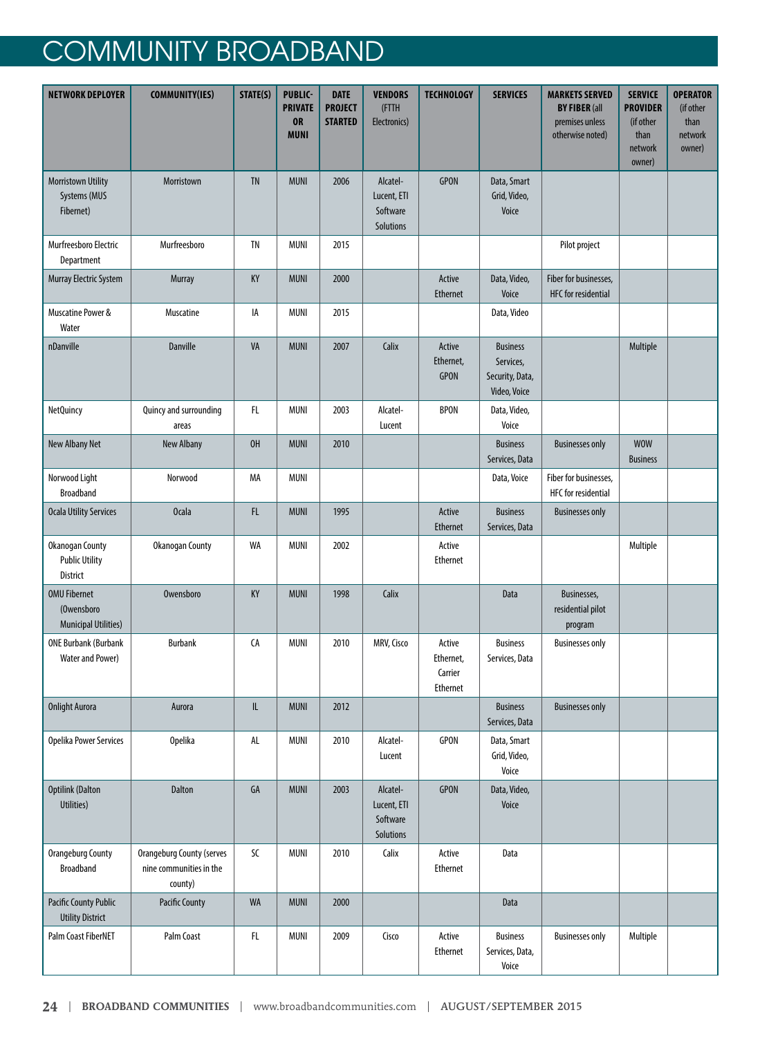# COMMUNITY BROADBAND

| NETWORK DEPLOYER | COMMUNITY(IES) | STATE(S) | PUBLIC-PRIVATE OR MUNI | DATE PROJECT STARTED | VENDORS (FTTH Electronics) | TECHNOLOGY | SERVICES | MARKETS SERVED BY FIBER (all premises unless otherwise noted) | SERVICE PROVIDER (if other than network owner) | OPERATOR (if other than network owner) |
|---|---|---|---|---|---|---|---|---|---|---|
| Morristown Utility Systems (MUS Fibernet) | Morristown | TN | MUNI | 2006 | Alcatel-Lucent, ETI Software Solutions | GPON | Data, Smart Grid, Video, Voice | | | |
| Murfreesboro Electric Department | Murfreesboro | TN | MUNI | 2015 | | | | Pilot project | | |
| Murray Electric System | Murray | KY | MUNI | 2000 | | Active Ethernet | Data, Video, Voice | Fiber for businesses, HFC for residential | | |
| Muscatine Power & Water | Muscatine | IA | MUNI | 2015 | | | Data, Video | | | |
| nDanville | Danville | VA | MUNI | 2007 | Calix | Active Ethernet, GPON | Business Services, Security, Data, Video, Voice | | Multiple | |
| NetQuincy | Quincy and surrounding areas | FL | MUNI | 2003 | Alcatel-Lucent | BPON | Data, Video, Voice | | | |
| New Albany Net | New Albany | OH | MUNI | 2010 | | | Business Services, Data | Businesses only | WOW Business | |
| Norwood Light Broadband | Norwood | MA | MUNI | | | | Data, Voice | Fiber for businesses, HFC for residential | | |
| Ocala Utility Services | Ocala | FL | MUNI | 1995 | | Active Ethernet | Business Services, Data | Businesses only | | |
| Okanogan County Public Utility District | Okanogan County | WA | MUNI | 2002 | | Active Ethernet | | | Multiple | |
| OMU Fibernet (Owensboro Municipal Utilities) | Owensboro | KY | MUNI | 1998 | Calix | | Data | Businesses, residential pilot program | | |
| ONE Burbank (Burbank Water and Power) | Burbank | CA | MUNI | 2010 | MRV, Cisco | Active Ethernet, Carrier Ethernet | Business Services, Data | Businesses only | | |
| Onlight Aurora | Aurora | IL | MUNI | 2012 | | | Business Services, Data | Businesses only | | |
| Opelika Power Services | Opelika | AL | MUNI | 2010 | Alcatel-Lucent | GPON | Data, Smart Grid, Video, Voice | | | |
| Optilink (Dalton Utilities) | Dalton | GA | MUNI | 2003 | Alcatel-Lucent, ETI Software Solutions | GPON | Data, Video, Voice | | | |
| Orangeburg County Broadband | Orangeburg County (serves nine communities in the county) | SC | MUNI | 2010 | Calix | Active Ethernet | Data | | | |
| Pacific County Public Utility District | Pacific County | WA | MUNI | 2000 | | | Data | | | |
| Palm Coast FiberNET | Palm Coast | FL | MUNI | 2009 | Cisco | Active Ethernet | Business Services, Data, Voice | Businesses only | Multiple | |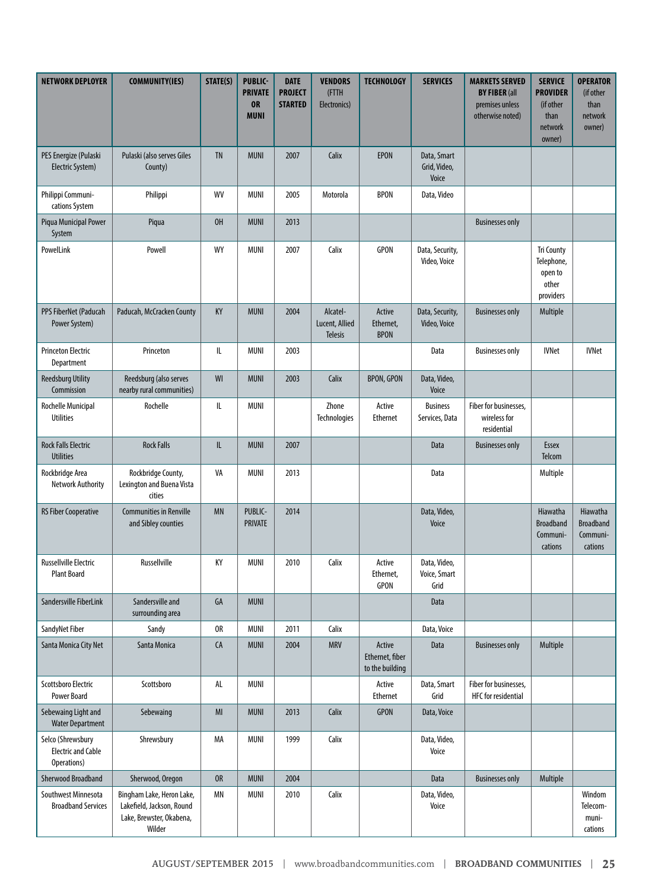| NETWORK DEPLOYER | COMMUNITY(IES) | STATE(S) | PUBLIC-PRIVATE OR MUNI | DATE PROJECT STARTED | VENDORS (FTTH Electronics) | TECHNOLOGY | SERVICES | MARKETS SERVED BY FIBER (all premises unless otherwise noted) | SERVICE PROVIDER (if other than network owner) | OPERATOR (if other than network owner) |
|---|---|---|---|---|---|---|---|---|---|---|
| PES Energize (Pulaski Electric System) | Pulaski (also serves Giles County) | TN | MUNI | 2007 | Calix | EPON | Data, Smart Grid, Video, Voice | | | |
| Philippi Communications System | Philippi | WV | MUNI | 2005 | Motorola | BPON | Data, Video | | | |
| Piqua Municipal Power System | Piqua | OH | MUNI | 2013 | | | | Businesses only | | |
| PowelLink | Powell | WY | MUNI | 2007 | Calix | GPON | Data, Security, Video, Voice | | Tri County Telephone, open to other providers | |
| PPS FiberNet (Paducah Power System) | Paducah, McCracken County | KY | MUNI | 2004 | Alcatel-Lucent, Allied Telesis | Active Ethernet, BPON | Data, Security, Video, Voice | Businesses only | Multiple | |
| Princeton Electric Department | Princeton | IL | MUNI | 2003 | | | Data | Businesses only | IVNet | IVNet |
| Reedsburg Utility Commission | Reedsburg (also serves nearby rural communities) | WI | MUNI | 2003 | Calix | BPON, GPON | Data, Video, Voice | | | |
| Rochelle Municipal Utilities | Rochelle | IL | MUNI | | Zhone Technologies | Active Ethernet | Business Services, Data | Fiber for businesses, wireless for residential | | |
| Rock Falls Electric Utilities | Rock Falls | IL | MUNI | 2007 | | | Data | Businesses only | Essex Telcom | |
| Rockbridge Area Network Authority | Rockbridge County, Lexington and Buena Vista cities | VA | MUNI | 2013 | | | Data | | Multiple | |
| RS Fiber Cooperative | Communities in Renville and Sibley counties | MN | PUBLIC-PRIVATE | 2014 | | | Data, Video, Voice | | Hiawatha Broadband Communications | Hiawatha Broadband Communications |
| Russellville Electric Plant Board | Russellville | KY | MUNI | 2010 | Calix | Active Ethernet, GPON | Data, Video, Voice, Smart Grid | | | |
| Sandersville FiberLink | Sandersville and surrounding area | GA | MUNI | | | | Data | | | |
| SandyNet Fiber | Sandy | OR | MUNI | 2011 | Calix | | Data, Voice | | | |
| Santa Monica City Net | Santa Monica | CA | MUNI | 2004 | MRV | Active Ethernet, fiber to the building | Data | Businesses only | Multiple | |
| Scottsboro Electric Power Board | Scottsboro | AL | MUNI | | | Active Ethernet | Data, Smart Grid | Fiber for businesses, HFC for residential | | |
| Sebewaing Light and Water Department | Sebewaing | MI | MUNI | 2013 | Calix | GPON | Data, Voice | | | |
| Selco (Shrewsbury Electric and Cable Operations) | Shrewsbury | MA | MUNI | 1999 | Calix | | Data, Video, Voice | | | |
| Sherwood Broadband | Sherwood, Oregon | OR | MUNI | 2004 | | | Data | Businesses only | Multiple | |
| Southwest Minnesota Broadband Services | Bingham Lake, Heron Lake, Lakefield, Jackson, Round Lake, Brewster, Okabena, Wilder | MN | MUNI | 2010 | Calix | | Data, Video, Voice | | | Windom Telecommunications |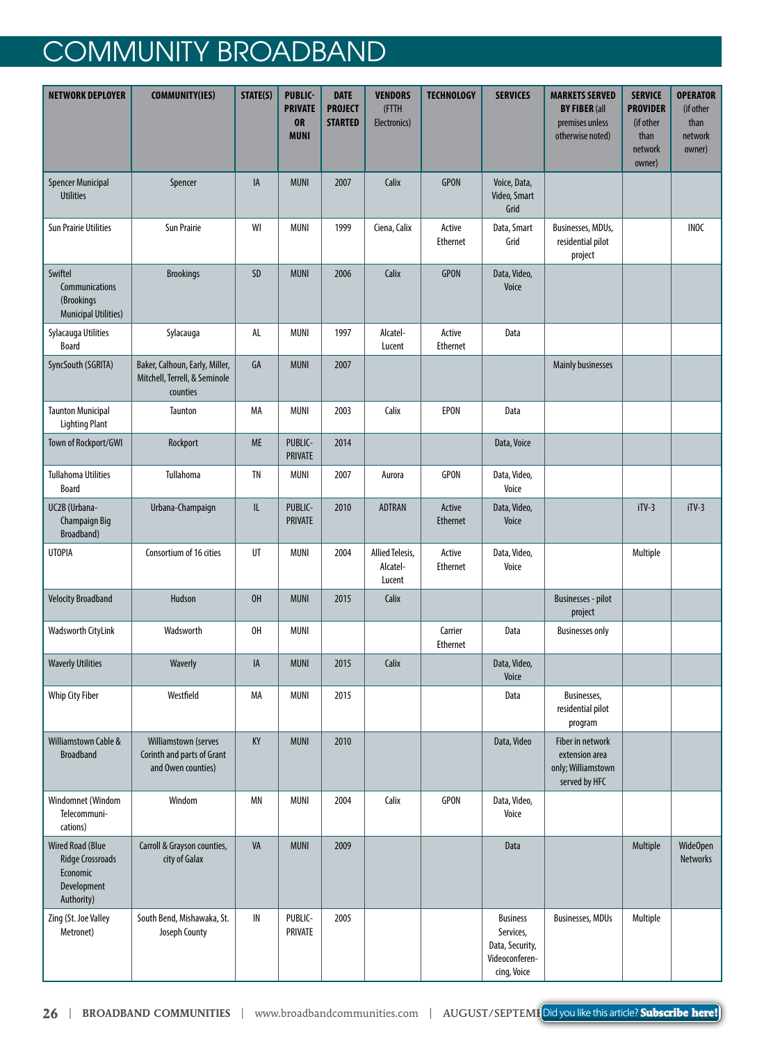# COMMUNITY BROADBAND

| NETWORK DEPLOYER | COMMUNITY(IES) | STATE(S) | PUBLIC-PRIVATE OR MUNI | DATE PROJECT STARTED | VENDORS (FTTH Electronics) | TECHNOLOGY | SERVICES | MARKETS SERVED BY FIBER (all premises unless otherwise noted) | SERVICE PROVIDER (if other than network owner) | OPERATOR (if other than network owner) |
|---|---|---|---|---|---|---|---|---|---|---|
| Spencer Municipal Utilities | Spencer | IA | MUNI | 2007 | Calix | GPON | Voice, Data, Video, Smart Grid | | | |
| Sun Prairie Utilities | Sun Prairie | WI | MUNI | 1999 | Ciena, Calix | Active Ethernet | Data, Smart Grid | Businesses, MDUs, residential pilot project | | INOC |
| Swiftel Communications (Brookings Municipal Utilities) | Brookings | SD | MUNI | 2006 | Calix | GPON | Data, Video, Voice | | | |
| Sylacauga Utilities Board | Sylacauga | AL | MUNI | 1997 | Alcatel-Lucent | Active Ethernet | Data | | | |
| SyncSouth (SGRITA) | Baker, Calhoun, Early, Miller, Mitchell, Terrell, & Seminole counties | GA | MUNI | 2007 | | | | Mainly businesses | | |
| Taunton Municipal Lighting Plant | Taunton | MA | MUNI | 2003 | Calix | EPON | Data | | | |
| Town of Rockport/GWI | Rockport | ME | PUBLIC-PRIVATE | 2014 | | | Data, Voice | | | |
| Tullahoma Utilities Board | Tullahoma | TN | MUNI | 2007 | Aurora | GPON | Data, Video, Voice | | | |
| UC2B (Urbana-Champaign Big Broadband) | Urbana-Champaign | IL | PUBLIC-PRIVATE | 2010 | ADTRAN | Active Ethernet | Data, Video, Voice | | iTV-3 | iTV-3 |
| UTOPIA | Consortium of 16 cities | UT | MUNI | 2004 | Allied Telesis, Alcatel-Lucent | Active Ethernet | Data, Video, Voice | | Multiple | |
| Velocity Broadband | Hudson | OH | MUNI | 2015 | Calix | | | Businesses - pilot project | | |
| Wadsworth CityLink | Wadsworth | OH | MUNI | | | Carrier Ethernet | Data | Businesses only | | |
| Waverly Utilities | Waverly | IA | MUNI | 2015 | Calix | | Data, Video, Voice | | | |
| Whip City Fiber | Westfield | MA | MUNI | 2015 | | | Data | Businesses, residential pilot program | | |
| Williamstown Cable & Broadband | Williamstown (serves Corinth and parts of Grant and Owen counties) | KY | MUNI | 2010 | | | Data, Video | Fiber in network extension area only; Williamstown served by HFC | | |
| Windomnet (Windom Telecommunications) | Windom | MN | MUNI | 2004 | Calix | GPON | Data, Video, Voice | | | |
| Wired Road (Blue Ridge Crossroads Economic Development Authority) | Carroll & Grayson counties, city of Galax | VA | MUNI | 2009 | | | Data | | Multiple | WideOpen Networks |
| Zing (St. Joe Valley Metronet) | South Bend, Mishawaka, St. Joseph County | IN | PUBLIC-PRIVATE | 2005 | | | Business Services, Data, Security, Videoconferencing, Voice | Businesses, MDUs | Multiple | |

Did you like this article? **Subscribe here!**